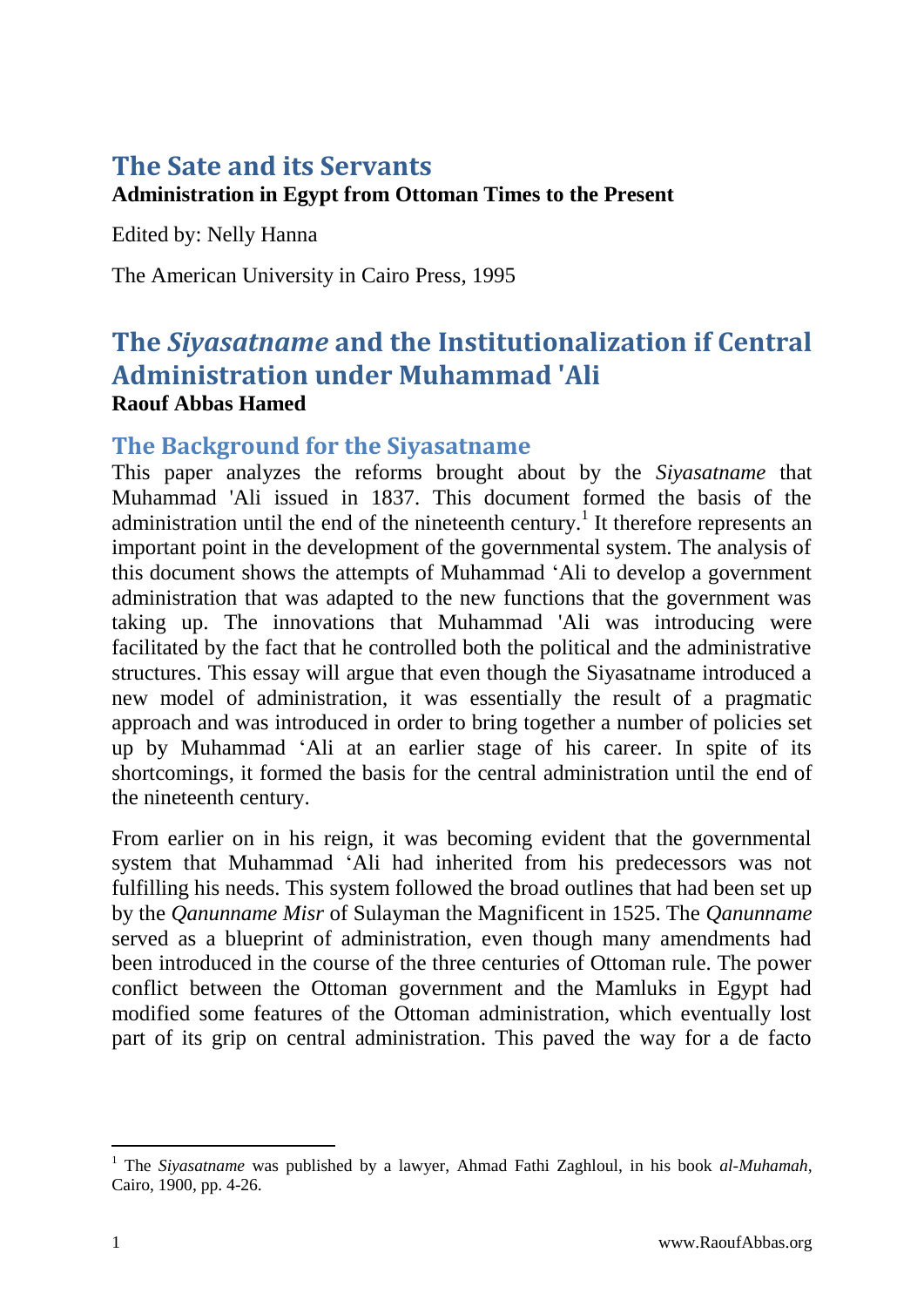# The Sate and its Servants

**Administration in Egypt from Ottoman Times to the Present**

Edited by: Nelly Hanna

The American University in Cairo Press, 1995

# The *Siyasatname* and the Institutionalization if Central Administration under Muhammad 'Ali

**Raouf Abbas Hamed**

## The Background for the Siyasatname

This paper analyzes the reforms brought about by the *Siyasatname* that Muhammad 'Ali issued in 1837. This document formed the basis of the administration until the end of the nineteenth century.[1] It therefore represents an important point in the development of the governmental system. The analysis of this document shows the attempts of Muhammad ‘Ali to develop a government administration that was adapted to the new functions that the government was taking up. The innovations that Muhammad 'Ali was introducing were facilitated by the fact that he controlled both the political and the administrative structures. This essay will argue that even though the Siyasatname introduced a new model of administration, it was essentially the result of a pragmatic approach and was introduced in order to bring together a number of policies set up by Muhammad ‘Ali at an earlier stage of his career. In spite of its shortcomings, it formed the basis for the central administration until the end of the nineteenth century.

From earlier on in his reign, it was becoming evident that the governmental system that Muhammad ‘Ali had inherited from his predecessors was not fulfilling his needs. This system followed the broad outlines that had been set up by the *Qanunname Misr* of Sulayman the Magnificent in 1525. The *Qanunname* served as a blueprint of administration, even though many amendments had been introduced in the course of the three centuries of Ottoman rule. The power conflict between the Ottoman government and the Mamluks in Egypt had modified some features of the Ottoman administration, which eventually lost part of its grip on central administration. This paved the way for a de facto

---

[1] The *Siyasatname* was published by a lawyer, Ahmad Fathi Zaghloul, in his book *al-Muhamah,* Cairo, 1900, pp. 4-26.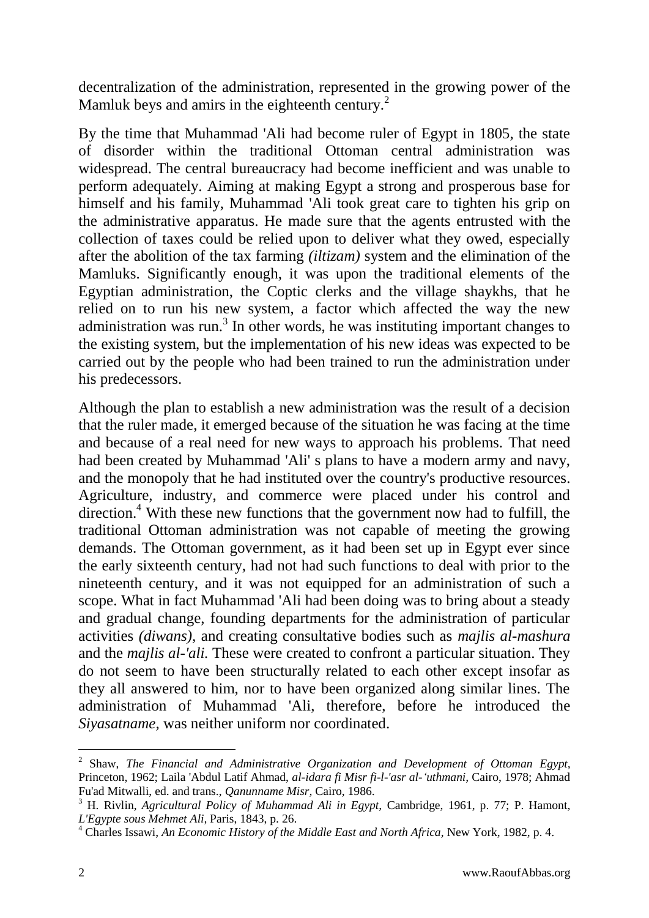decentralization of the administration, represented in the growing power of the Mamluk beys and amirs in the eighteenth century.[2]

By the time that Muhammad 'Ali had become ruler of Egypt in 1805, the state of disorder within the traditional Ottoman central administration was widespread. The central bureaucracy had become inefficient and was unable to perform adequately. Aiming at making Egypt a strong and prosperous base for himself and his family, Muhammad 'Ali took great care to tighten his grip on the administrative apparatus. He made sure that the agents entrusted with the collection of taxes could be relied upon to deliver what they owed, especially after the abolition of the tax farming *(iltizam)* system and the elimination of the Mamluks. Significantly enough, it was upon the traditional elements of the Egyptian administration, the Coptic clerks and the village shaykhs, that he relied on to run his new system, a factor which affected the way the new administration was run.[3] In other words, he was instituting important changes to the existing system, but the implementation of his new ideas was expected to be carried out by the people who had been trained to run the administration under his predecessors.

Although the plan to establish a new administration was the result of a decision that the ruler made, it emerged because of the situation he was facing at the time and because of a real need for new ways to approach his problems. That need had been created by Muhammad 'Ali' s plans to have a modern army and navy, and the monopoly that he had instituted over the country's productive resources. Agriculture, industry, and commerce were placed under his control and direction.[4] With these new functions that the government now had to fulfill, the traditional Ottoman administration was not capable of meeting the growing demands. The Ottoman government, as it had been set up in Egypt ever since the early sixteenth century, had not had such functions to deal with prior to the nineteenth century, and it was not equipped for an administration of such a scope. What in fact Muhammad 'Ali had been doing was to bring about a steady and gradual change, founding departments for the administration of particular activities *(diwans),* and creating consultative bodies such as *majlis al-mashura* and the *majlis al-'ali.* These were created to confront a particular situation. They do not seem to have been structurally related to each other except insofar as they all answered to him, nor to have been organized along similar lines. The administration of Muhammad 'Ali, therefore, before he introduced the *Siyasatname,* was neither uniform nor coordinated.

---

[2] Shaw, *The Financial and Administrative Organization and Development of Ottoman Egypt,* Princeton, 1962; Laila 'Abdul Latif Ahmad, *al-idara fi Misr fi-l-'asr al-'uthmani,* Cairo, 1978; Ahmad Fu'ad Mitwalli, ed. and trans., *Qanunname Misr,* Cairo, 1986.

[3] H. Rivlin, *Agricultural Policy of Muhammad Ali in Egypt,* Cambridge, 1961, p. 77; P. Hamont, *L'Egypte sous Mehmet Ali,* Paris, 1843, p. 26.

[4] Charles Issawi, *An Economic History of the Middle East and North Africa,* New York, 1982, p. 4.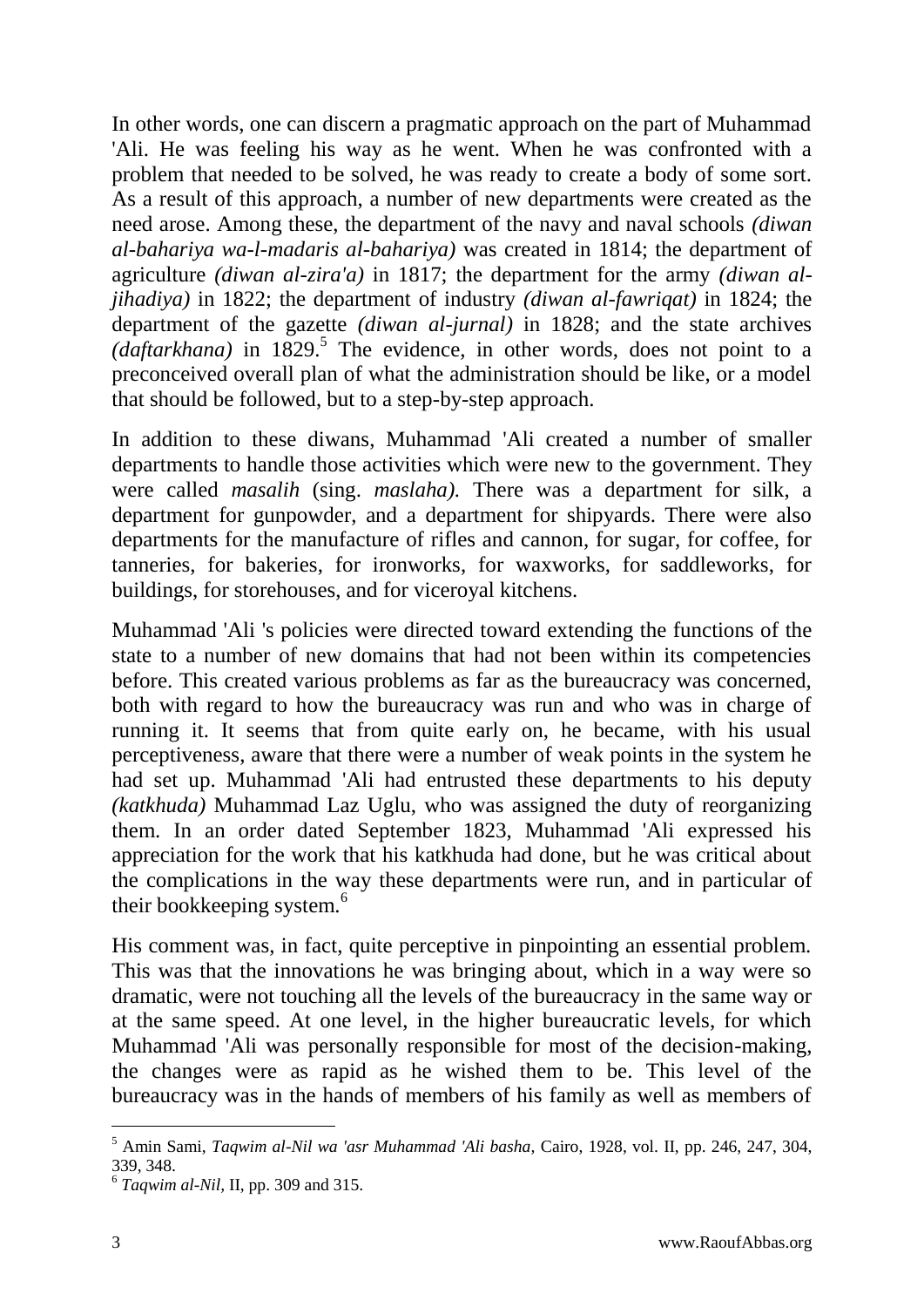In other words, one can discern a pragmatic approach on the part of Muhammad 'Ali. He was feeling his way as he went. When he was confronted with a problem that needed to be solved, he was ready to create a body of some sort. As a result of this approach, a number of new departments were created as the need arose. Among these, the department of the navy and naval schools *(diwan al-bahariya wa-l-madaris al-bahariya)* was created in 1814; the department of agriculture *(diwan al-zira'a)* in 1817; the department for the army *(diwan al-jihadiya)* in 1822; the department of industry *(diwan al-fawriqat)* in 1824; the department of the gazette *(diwan al-jurnal)* in 1828; and the state archives *(daftarkhana)* in 1829.[5] The evidence, in other words, does not point to a preconceived overall plan of what the administration should be like, or a model that should be followed, but to a step-by-step approach.

In addition to these diwans, Muhammad 'Ali created a number of smaller departments to handle those activities which were new to the government. They were called *masalih* (sing. *maslaha).* There was a department for silk, a department for gunpowder, and a department for shipyards. There were also departments for the manufacture of rifles and cannon, for sugar, for coffee, for tanneries, for bakeries, for ironworks, for waxworks, for saddleworks, for buildings, for storehouses, and for viceroyal kitchens.

Muhammad 'Ali 's policies were directed toward extending the functions of the state to a number of new domains that had not been within its competencies before. This created various problems as far as the bureaucracy was concerned, both with regard to how the bureaucracy was run and who was in charge of running it. It seems that from quite early on, he became, with his usual perceptiveness, aware that there were a number of weak points in the system he had set up. Muhammad 'Ali had entrusted these departments to his deputy *(katkhuda)* Muhammad Laz Uglu, who was assigned the duty of reorganizing them. In an order dated September 1823, Muhammad 'Ali expressed his appreciation for the work that his katkhuda had done, but he was critical about the complications in the way these departments were run, and in particular of their bookkeeping system.[6]

His comment was, in fact, quite perceptive in pinpointing an essential problem. This was that the innovations he was bringing about, which in a way were so dramatic, were not touching all the levels of the bureaucracy in the same way or at the same speed. At one level, in the higher bureaucratic levels, for which Muhammad 'Ali was personally responsible for most of the decision-making, the changes were as rapid as he wished them to be. This level of the bureaucracy was in the hands of members of his family as well as members of

---

[5] Amin Sami, *Taqwim al-Nil wa 'asr Muhammad 'Ali basha,* Cairo, 1928, vol. II, pp. 246, 247, 304, 339, 348.

[6] *Taqwim al-Nil,* II, pp. 309 and 315.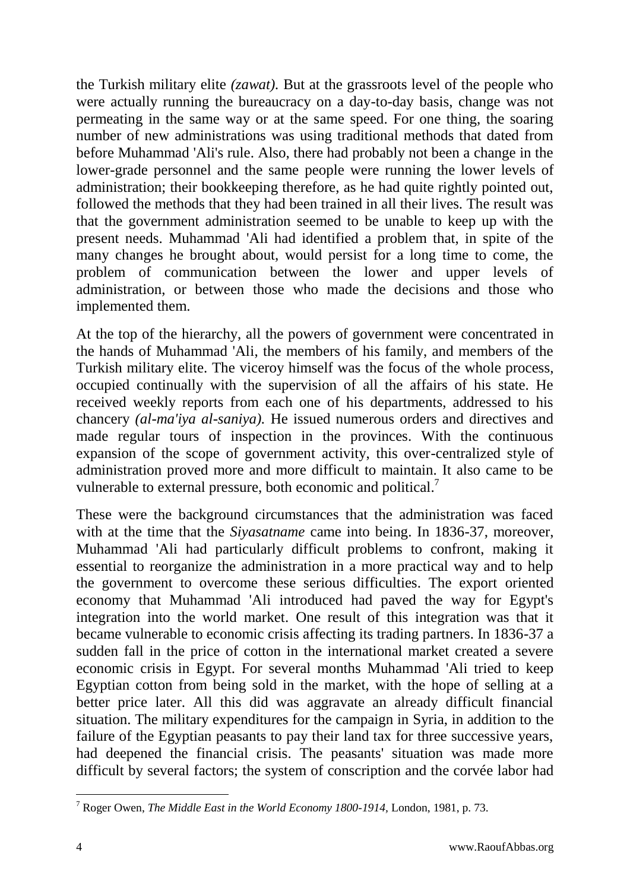the Turkish military elite *(zawat).* But at the grassroots level of the people who were actually running the bureaucracy on a day-to-day basis, change was not permeating in the same way or at the same speed. For one thing, the soaring number of new administrations was using traditional methods that dated from before Muhammad 'Ali's rule. Also, there had probably not been a change in the lower-grade personnel and the same people were running the lower levels of administration; their bookkeeping therefore, as he had quite rightly pointed out, followed the methods that they had been trained in all their lives. The result was that the government administration seemed to be unable to keep up with the present needs. Muhammad 'Ali had identified a problem that, in spite of the many changes he brought about, would persist for a long time to come, the problem of communication between the lower and upper levels of administration, or between those who made the decisions and those who implemented them.

At the top of the hierarchy, all the powers of government were concentrated in the hands of Muhammad 'Ali, the members of his family, and members of the Turkish military elite. The viceroy himself was the focus of the whole process, occupied continually with the supervision of all the affairs of his state. He received weekly reports from each one of his departments, addressed to his chancery *(al-ma'iya al-saniya).* He issued numerous orders and directives and made regular tours of inspection in the provinces. With the continuous expansion of the scope of government activity, this over-centralized style of administration proved more and more difficult to maintain. It also came to be vulnerable to external pressure, both economic and political.[7]

These were the background circumstances that the administration was faced with at the time that the *Siyasatname* came into being. In 1836-37, moreover, Muhammad 'Ali had particularly difficult problems to confront, making it essential to reorganize the administration in a more practical way and to help the government to overcome these serious difficulties. The export oriented economy that Muhammad 'Ali introduced had paved the way for Egypt's integration into the world market. One result of this integration was that it became vulnerable to economic crisis affecting its trading partners. In 1836-37 a sudden fall in the price of cotton in the international market created a severe economic crisis in Egypt. For several months Muhammad 'Ali tried to keep Egyptian cotton from being sold in the market, with the hope of selling at a better price later. All this did was aggravate an already difficult financial situation. The military expenditures for the campaign in Syria, in addition to the failure of the Egyptian peasants to pay their land tax for three successive years, had deepened the financial crisis. The peasants' situation was made more difficult by several factors; the system of conscription and the corvée labor had

[7] Roger Owen, *The Middle East in the World Economy 1800-1914,* London, 1981, p. 73.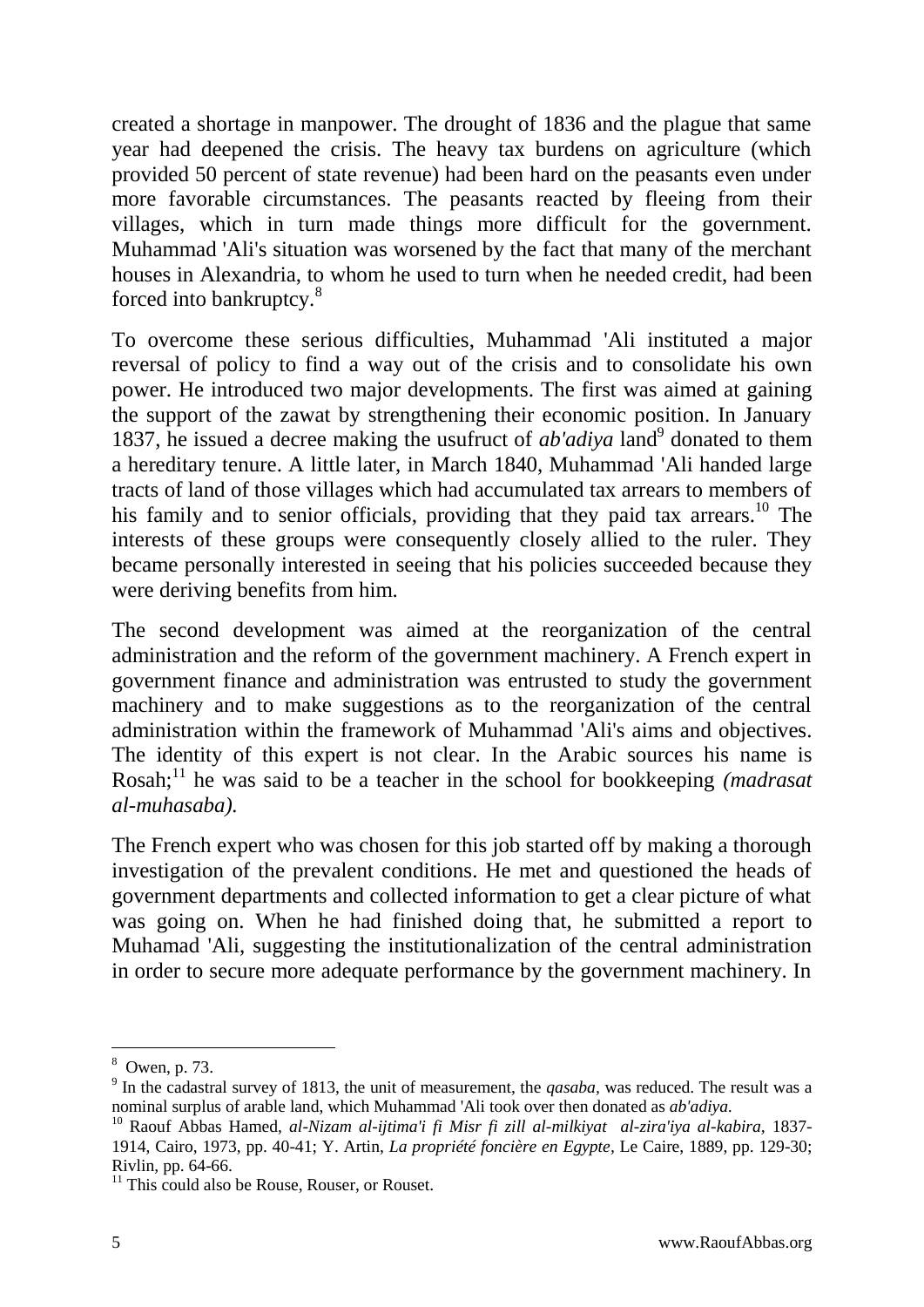created a shortage in manpower. The drought of 1836 and the plague that same year had deepened the crisis. The heavy tax burdens on agriculture (which provided 50 percent of state revenue) had been hard on the peasants even under more favorable circumstances. The peasants reacted by fleeing from their villages, which in turn made things more difficult for the government. Muhammad 'Ali's situation was worsened by the fact that many of the merchant houses in Alexandria, to whom he used to turn when he needed credit, had been forced into bankruptcy.[8]

To overcome these serious difficulties, Muhammad 'Ali instituted a major reversal of policy to find a way out of the crisis and to consolidate his own power. He introduced two major developments. The first was aimed at gaining the support of the zawat by strengthening their economic position. In January 1837, he issued a decree making the usufruct of *ab'adiya* land[9] donated to them a hereditary tenure. A little later, in March 1840, Muhammad 'Ali handed large tracts of land of those villages which had accumulated tax arrears to members of his family and to senior officials, providing that they paid tax arrears.[10] The interests of these groups were consequently closely allied to the ruler. They became personally interested in seeing that his policies succeeded because they were deriving benefits from him.

The second development was aimed at the reorganization of the central administration and the reform of the government machinery. A French expert in government finance and administration was entrusted to study the government machinery and to make suggestions as to the reorganization of the central administration within the framework of Muhammad 'Ali's aims and objectives. The identity of this expert is not clear. In the Arabic sources his name is Rosah;[11] he was said to be a teacher in the school for bookkeeping *(madrasat al-muhasaba).*

The French expert who was chosen for this job started off by making a thorough investigation of the prevalent conditions. He met and questioned the heads of government departments and collected information to get a clear picture of what was going on. When he had finished doing that, he submitted a report to Muhamad 'Ali, suggesting the institutionalization of the central administration in order to secure more adequate performance by the government machinery. In

---

[8] Owen, p. 73.

[9] In the cadastral survey of 1813, the unit of measurement, the *qasaba*, was reduced. The result was a nominal surplus of arable land, which Muhammad 'Ali took over then donated as *ab'adiya*.

[10] Raouf Abbas Hamed, *al-Nizam al-ijtima'i fi Misr fi zill al-milkiyat al-zira'iya al-kabira,* 1837-1914, Cairo, 1973, pp. 40-41; Y. Artin, *La propriété foncière en Egypte,* Le Caire, 1889, pp. 129-30; Rivlin, pp. 64-66.

[11] This could also be Rouse, Rouser, or Rouset.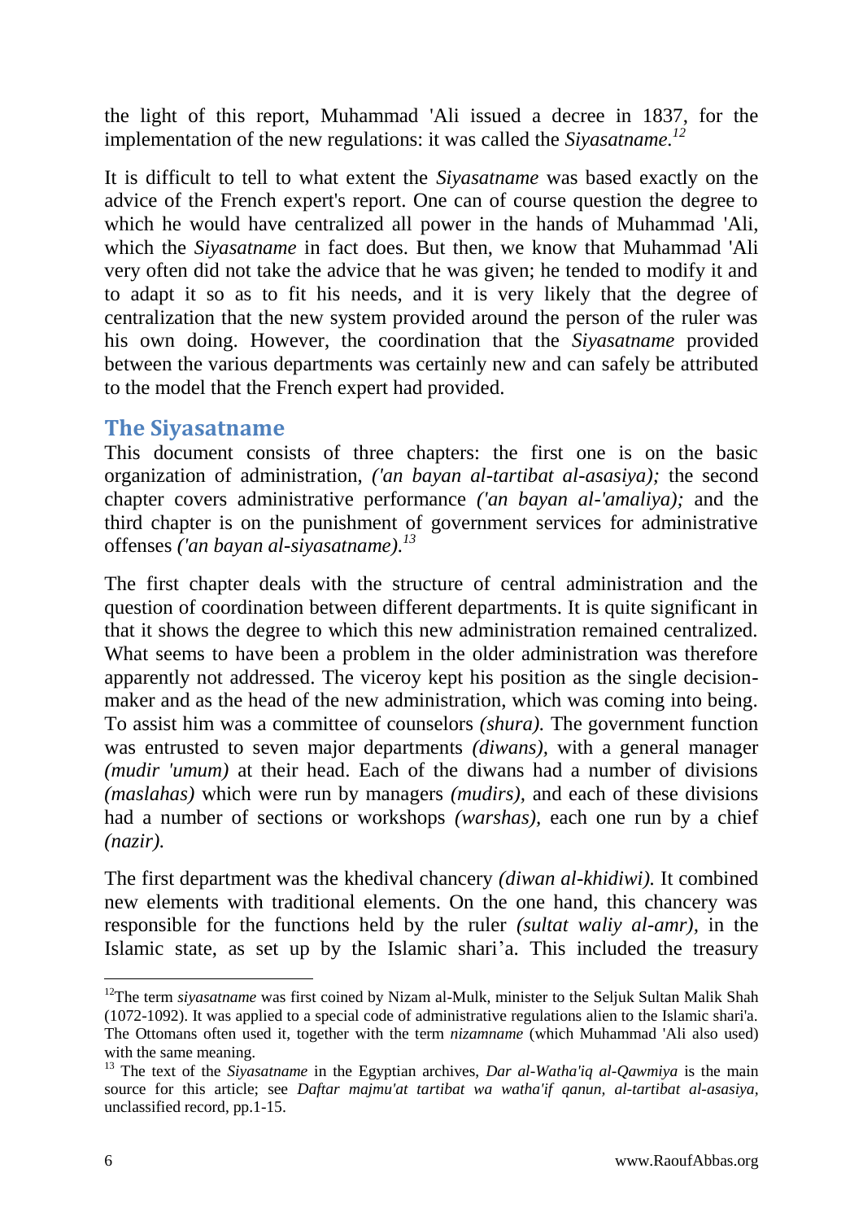the light of this report, Muhammad 'Ali issued a decree in 1837, for the implementation of the new regulations: it was called the *Siyasatname.*[12]

It is difficult to tell to what extent the *Siyasatname* was based exactly on the advice of the French expert's report. One can of course question the degree to which he would have centralized all power in the hands of Muhammad 'Ali, which the *Siyasatname* in fact does. But then, we know that Muhammad 'Ali very often did not take the advice that he was given; he tended to modify it and to adapt it so as to fit his needs, and it is very likely that the degree of centralization that the new system provided around the person of the ruler was his own doing. However, the coordination that the *Siyasatname* provided between the various departments was certainly new and can safely be attributed to the model that the French expert had provided.

## The Siyasatname

This document consists of three chapters: the first one is on the basic organization of administration, *('an bayan al-tartibat al-asasiya);* the second chapter covers administrative performance *('an bayan al-'amaliya);* and the third chapter is on the punishment of government services for administrative offenses *('an bayan al-siyasatname).*[13]

The first chapter deals with the structure of central administration and the question of coordination between different departments. It is quite significant in that it shows the degree to which this new administration remained centralized. What seems to have been a problem in the older administration was therefore apparently not addressed. The viceroy kept his position as the single decision-maker and as the head of the new administration, which was coming into being. To assist him was a committee of counselors *(shura).* The government function was entrusted to seven major departments *(diwans),* with a general manager *(mudir 'umum)* at their head. Each of the diwans had a number of divisions *(maslahas)* which were run by managers *(mudirs),* and each of these divisions had a number of sections or workshops *(warshas),* each one run by a chief *(nazir).*

The first department was the khedival chancery *(diwan al-khidiwi).* It combined new elements with traditional elements. On the one hand, this chancery was responsible for the functions held by the ruler *(sultat waliy al-amr),* in the Islamic state, as set up by the Islamic shari'a. This included the treasury

---

[12] The term *siyasatname* was first coined by Nizam al-Mulk, minister to the Seljuk Sultan Malik Shah (1072-1092). It was applied to a special code of administrative regulations alien to the Islamic shari'a. The Ottomans often used it, together with the term *nizamname* (which Muhammad 'Ali also used) with the same meaning.

[13] The text of the *Siyasatname* in the Egyptian archives, *Dar al-Watha'iq al-Qawmiya* is the main source for this article; see *Daftar majmu'at tartibat wa watha'if qanun, al-tartibat al-asasiya,* unclassified record, pp.1-15.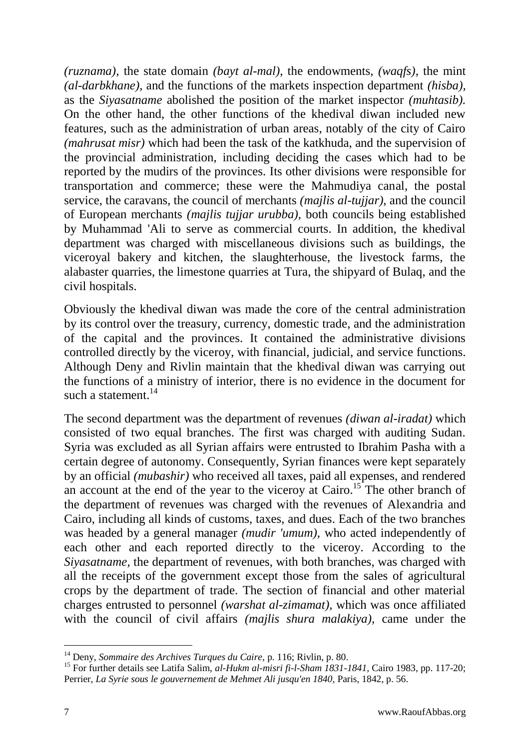*(ruznama),* the state domain *(bayt al-mal),* the endowments, *(waqfs),* the mint *(al-darbkhane),* and the functions of the markets inspection department *(hisba),* as the *Siyasatname* abolished the position of the market inspector *(muhtasib).* On the other hand, the other functions of the khedival diwan included new features, such as the administration of urban areas, notably of the city of Cairo *(mahrusat misr)* which had been the task of the katkhuda, and the supervision of the provincial administration, including deciding the cases which had to be reported by the mudirs of the provinces. Its other divisions were responsible for transportation and commerce; these were the Mahmudiya canal, the postal service, the caravans, the council of merchants *(majlis al-tujjar),* and the council of European merchants *(majlis tujjar urubba),* both councils being established by Muhammad 'Ali to serve as commercial courts. In addition, the khedival department was charged with miscellaneous divisions such as buildings, the viceroyal bakery and kitchen, the slaughterhouse, the livestock farms, the alabaster quarries, the limestone quarries at Tura, the shipyard of Bulaq, and the civil hospitals.

Obviously the khedival diwan was made the core of the central administration by its control over the treasury, currency, domestic trade, and the administration of the capital and the provinces. It contained the administrative divisions controlled directly by the viceroy, with financial, judicial, and service functions. Although Deny and Rivlin maintain that the khedival diwan was carrying out the functions of a ministry of interior, there is no evidence in the document for such a statement.[14]

The second department was the department of revenues *(diwan al-iradat)* which consisted of two equal branches. The first was charged with auditing Sudan. Syria was excluded as all Syrian affairs were entrusted to Ibrahim Pasha with a certain degree of autonomy. Consequently, Syrian finances were kept separately by an official *(mubashir)* who received all taxes, paid all expenses, and rendered an account at the end of the year to the viceroy at Cairo.[15] The other branch of the department of revenues was charged with the revenues of Alexandria and Cairo, including all kinds of customs, taxes, and dues. Each of the two branches was headed by a general manager *(mudir 'umum),* who acted independently of each other and each reported directly to the viceroy. According to the *Siyasatname,* the department of revenues, with both branches, was charged with all the receipts of the government except those from the sales of agricultural crops by the department of trade. The section of financial and other material charges entrusted to personnel *(warshat al-zimamat),* which was once affiliated with the council of civil affairs *(majlis shura malakiya),* came under the

---

[14] Deny, *Sommaire des Archives Turques du Caire,* p. 116; Rivlin, p. 80.

[15] For further details see Latifa Salim, *al-Hukm al-misri fi-l-Sham 1831-1841,* Cairo 1983, pp. 117-20; Perrier, *La Syrie sous le gouvernement de Mehmet Ali jusqu'en 1840,* Paris, 1842, p. 56.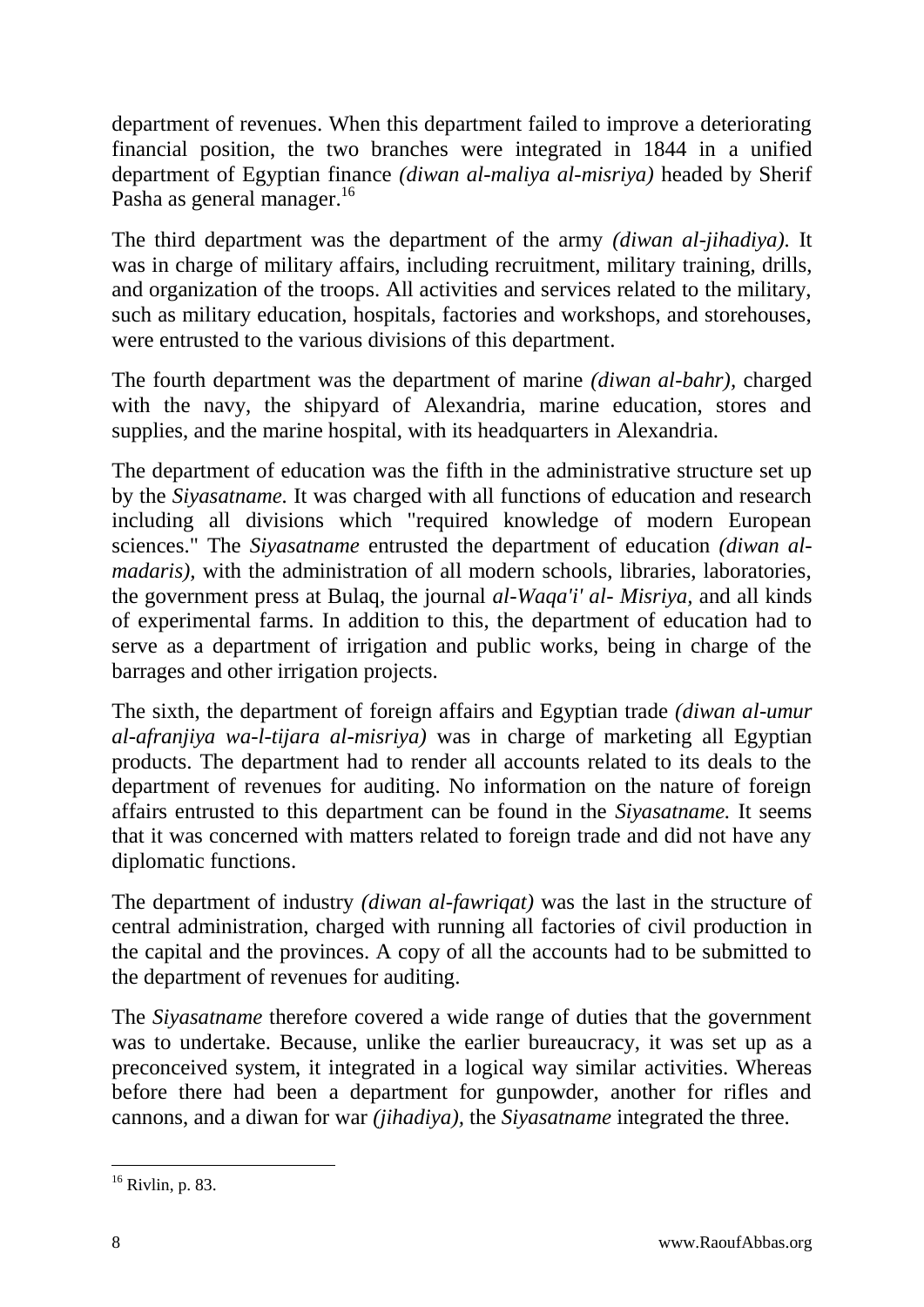department of revenues. When this department failed to improve a deteriorating financial position, the two branches were integrated in 1844 in a unified department of Egyptian finance *(diwan al-maliya al-misriya)* headed by Sherif Pasha as general manager.[16]

The third department was the department of the army *(diwan al-jihadiya).* It was in charge of military affairs, including recruitment, military training, drills, and organization of the troops. All activities and services related to the military, such as military education, hospitals, factories and workshops, and storehouses, were entrusted to the various divisions of this department.

The fourth department was the department of marine *(diwan al-bahr),* charged with the navy, the shipyard of Alexandria, marine education, stores and supplies, and the marine hospital, with its headquarters in Alexandria.

The department of education was the fifth in the administrative structure set up by the *Siyasatname.* It was charged with all functions of education and research including all divisions which "required knowledge of modern European sciences." The *Siyasatname* entrusted the department of education *(diwan al-madaris),* with the administration of all modern schools, libraries, laboratories, the government press at Bulaq, the journal *al-Waqa'i' al- Misriya,* and all kinds of experimental farms. In addition to this, the department of education had to serve as a department of irrigation and public works, being in charge of the barrages and other irrigation projects.

The sixth, the department of foreign affairs and Egyptian trade *(diwan al-umur al-afranjiya wa-l-tijara al-misriya)* was in charge of marketing all Egyptian products. The department had to render all accounts related to its deals to the department of revenues for auditing. No information on the nature of foreign affairs entrusted to this department can be found in the *Siyasatname.* It seems that it was concerned with matters related to foreign trade and did not have any diplomatic functions.

The department of industry *(diwan al-fawriqat)* was the last in the structure of central administration, charged with running all factories of civil production in the capital and the provinces. A copy of all the accounts had to be submitted to the department of revenues for auditing.

The *Siyasatname* therefore covered a wide range of duties that the government was to undertake. Because, unlike the earlier bureaucracy, it was set up as a preconceived system, it integrated in a logical way similar activities. Whereas before there had been a department for gunpowder, another for rifles and cannons, and a diwan for war *(jihadiya),* the *Siyasatname* integrated the three.

---

[16] Rivlin, p. 83.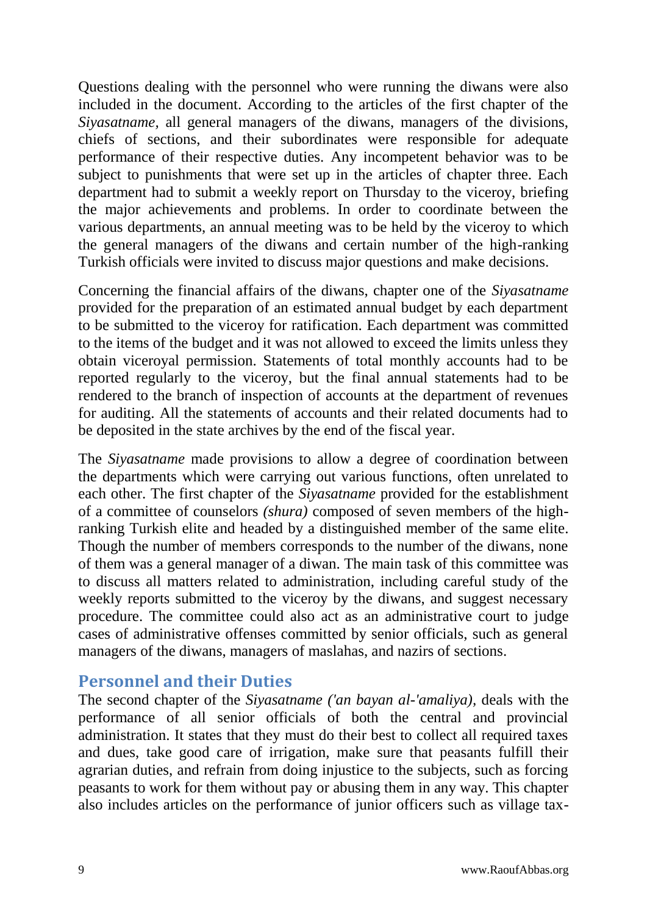Questions dealing with the personnel who were running the diwans were also included in the document. According to the articles of the first chapter of the *Siyasatname*, all general managers of the diwans, managers of the divisions, chiefs of sections, and their subordinates were responsible for adequate performance of their respective duties. Any incompetent behavior was to be subject to punishments that were set up in the articles of chapter three. Each department had to submit a weekly report on Thursday to the viceroy, briefing the major achievements and problems. In order to coordinate between the various departments, an annual meeting was to be held by the viceroy to which the general managers of the diwans and certain number of the high-ranking Turkish officials were invited to discuss major questions and make decisions.

Concerning the financial affairs of the diwans, chapter one of the *Siyasatname* provided for the preparation of an estimated annual budget by each department to be submitted to the viceroy for ratification. Each department was committed to the items of the budget and it was not allowed to exceed the limits unless they obtain viceroyal permission. Statements of total monthly accounts had to be reported regularly to the viceroy, but the final annual statements had to be rendered to the branch of inspection of accounts at the department of revenues for auditing. All the statements of accounts and their related documents had to be deposited in the state archives by the end of the fiscal year.

The *Siyasatname* made provisions to allow a degree of coordination between the departments which were carrying out various functions, often unrelated to each other. The first chapter of the *Siyasatname* provided for the establishment of a committee of counselors *(shura)* composed of seven members of the high-ranking Turkish elite and headed by a distinguished member of the same elite. Though the number of members corresponds to the number of the diwans, none of them was a general manager of a diwan. The main task of this committee was to discuss all matters related to administration, including careful study of the weekly reports submitted to the viceroy by the diwans, and suggest necessary procedure. The committee could also act as an administrative court to judge cases of administrative offenses committed by senior officials, such as general managers of the diwans, managers of maslahas, and nazirs of sections.

## Personnel and their Duties

The second chapter of the *Siyasatname ('an bayan al-'amaliya)*, deals with the performance of all senior officials of both the central and provincial administration. It states that they must do their best to collect all required taxes and dues, take good care of irrigation, make sure that peasants fulfill their agrarian duties, and refrain from doing injustice to the subjects, such as forcing peasants to work for them without pay or abusing them in any way. This chapter also includes articles on the performance of junior officers such as village tax-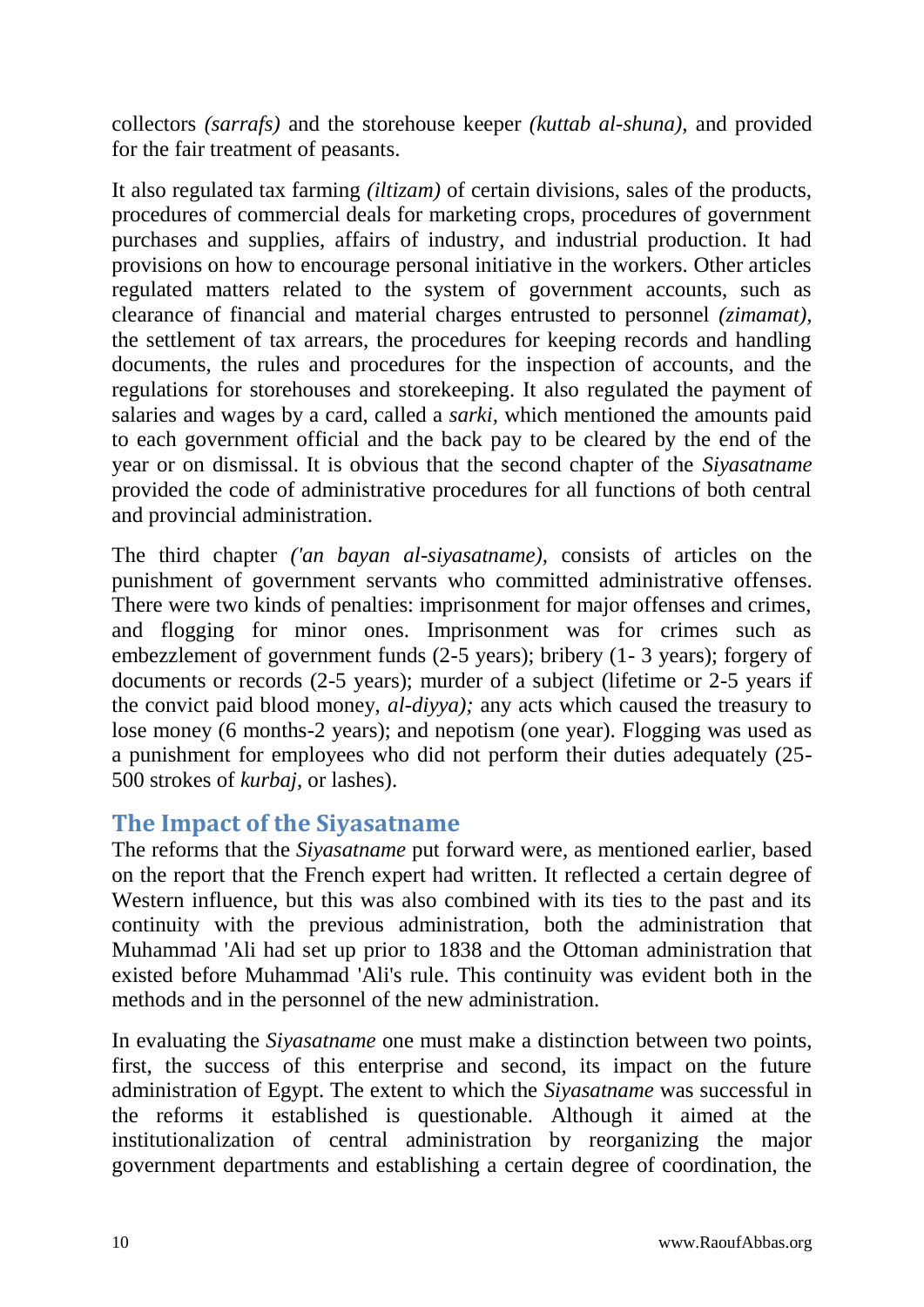collectors *(sarrafs)* and the storehouse keeper *(kuttab al-shuna)*, and provided for the fair treatment of peasants.

It also regulated tax farming *(iltizam)* of certain divisions, sales of the products, procedures of commercial deals for marketing crops, procedures of government purchases and supplies, affairs of industry, and industrial production. It had provisions on how to encourage personal initiative in the workers. Other articles regulated matters related to the system of government accounts, such as clearance of financial and material charges entrusted to personnel *(zimamat)*, the settlement of tax arrears, the procedures for keeping records and handling documents, the rules and procedures for the inspection of accounts, and the regulations for storehouses and storekeeping. It also regulated the payment of salaries and wages by a card, called a *sarki*, which mentioned the amounts paid to each government official and the back pay to be cleared by the end of the year or on dismissal. It is obvious that the second chapter of the *Siyasatname* provided the code of administrative procedures for all functions of both central and provincial administration.

The third chapter *('an bayan al-siyasatname)*, consists of articles on the punishment of government servants who committed administrative offenses. There were two kinds of penalties: imprisonment for major offenses and crimes, and flogging for minor ones. Imprisonment was for crimes such as embezzlement of government funds (2-5 years); bribery (1- 3 years); forgery of documents or records (2-5 years); murder of a subject (lifetime or 2-5 years if the convict paid blood money, *al-diyya);* any acts which caused the treasury to lose money (6 months-2 years); and nepotism (one year). Flogging was used as a punishment for employees who did not perform their duties adequately (25-500 strokes of *kurbaj*, or lashes).

## The Impact of the Siyasatname

The reforms that the *Siyasatname* put forward were, as mentioned earlier, based on the report that the French expert had written. It reflected a certain degree of Western influence, but this was also combined with its ties to the past and its continuity with the previous administration, both the administration that Muhammad 'Ali had set up prior to 1838 and the Ottoman administration that existed before Muhammad 'Ali's rule. This continuity was evident both in the methods and in the personnel of the new administration.

In evaluating the *Siyasatname* one must make a distinction between two points, first, the success of this enterprise and second, its impact on the future administration of Egypt. The extent to which the *Siyasatname* was successful in the reforms it established is questionable. Although it aimed at the institutionalization of central administration by reorganizing the major government departments and establishing a certain degree of coordination, the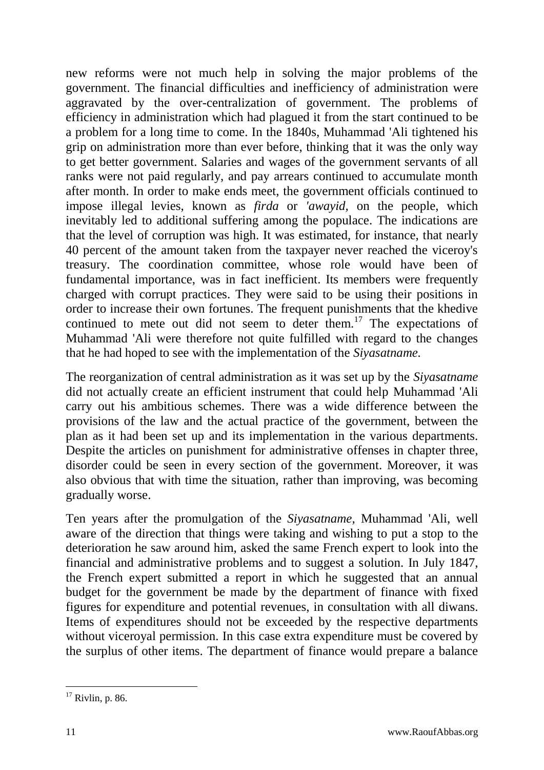new reforms were not much help in solving the major problems of the government. The financial difficulties and inefficiency of administration were aggravated by the over-centralization of government. The problems of efficiency in administration which had plagued it from the start continued to be a problem for a long time to come. In the 1840s, Muhammad 'Ali tightened his grip on administration more than ever before, thinking that it was the only way to get better government. Salaries and wages of the government servants of all ranks were not paid regularly, and pay arrears continued to accumulate month after month. In order to make ends meet, the government officials continued to impose illegal levies, known as *firda* or *'awayid*, on the people, which inevitably led to additional suffering among the populace. The indications are that the level of corruption was high. It was estimated, for instance, that nearly 40 percent of the amount taken from the taxpayer never reached the viceroy's treasury. The coordination committee, whose role would have been of fundamental importance, was in fact inefficient. Its members were frequently charged with corrupt practices. They were said to be using their positions in order to increase their own fortunes. The frequent punishments that the khedive continued to mete out did not seem to deter them.[17] The expectations of Muhammad 'Ali were therefore not quite fulfilled with regard to the changes that he had hoped to see with the implementation of the *Siyasatname.*

The reorganization of central administration as it was set up by the *Siyasatname* did not actually create an efficient instrument that could help Muhammad 'Ali carry out his ambitious schemes. There was a wide difference between the provisions of the law and the actual practice of the government, between the plan as it had been set up and its implementation in the various departments. Despite the articles on punishment for administrative offenses in chapter three, disorder could be seen in every section of the government. Moreover, it was also obvious that with time the situation, rather than improving, was becoming gradually worse.

Ten years after the promulgation of the *Siyasatname*, Muhammad 'Ali, well aware of the direction that things were taking and wishing to put a stop to the deterioration he saw around him, asked the same French expert to look into the financial and administrative problems and to suggest a solution. In July 1847, the French expert submitted a report in which he suggested that an annual budget for the government be made by the department of finance with fixed figures for expenditure and potential revenues, in consultation with all diwans. Items of expenditures should not be exceeded by the respective departments without viceroyal permission. In this case extra expenditure must be covered by the surplus of other items. The department of finance would prepare a balance

---

[17] Rivlin, p. 86.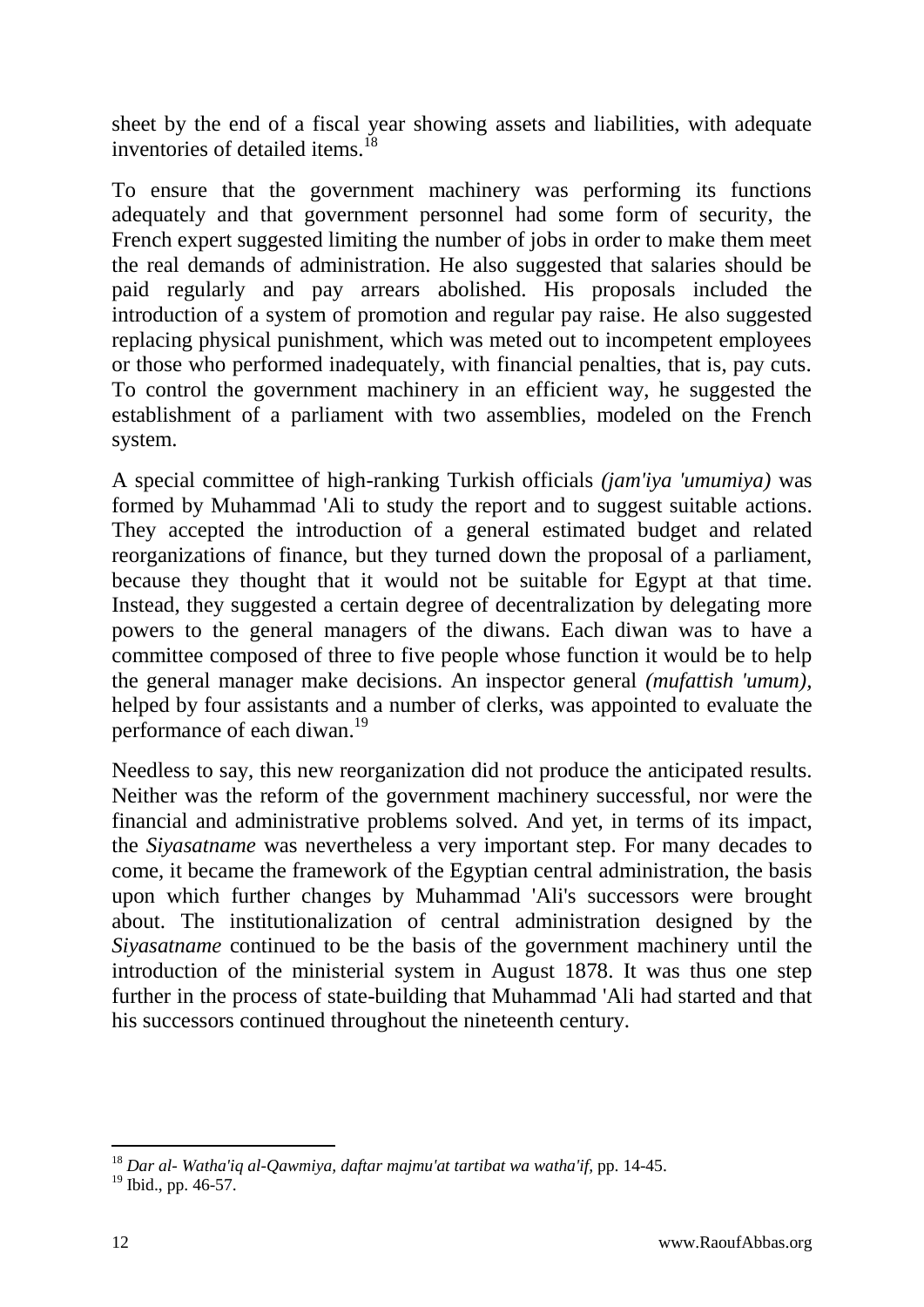sheet by the end of a fiscal year showing assets and liabilities, with adequate inventories of detailed items.[18]

To ensure that the government machinery was performing its functions adequately and that government personnel had some form of security, the French expert suggested limiting the number of jobs in order to make them meet the real demands of administration. He also suggested that salaries should be paid regularly and pay arrears abolished. His proposals included the introduction of a system of promotion and regular pay raise. He also suggested replacing physical punishment, which was meted out to incompetent employees or those who performed inadequately, with financial penalties, that is, pay cuts. To control the government machinery in an efficient way, he suggested the establishment of a parliament with two assemblies, modeled on the French system.

A special committee of high-ranking Turkish officials *(jam'iya 'umumiya)* was formed by Muhammad 'Ali to study the report and to suggest suitable actions. They accepted the introduction of a general estimated budget and related reorganizations of finance, but they turned down the proposal of a parliament, because they thought that it would not be suitable for Egypt at that time. Instead, they suggested a certain degree of decentralization by delegating more powers to the general managers of the diwans. Each diwan was to have a committee composed of three to five people whose function it would be to help the general manager make decisions. An inspector general *(mufattish 'umum)*, helped by four assistants and a number of clerks, was appointed to evaluate the performance of each diwan.[19]

Needless to say, this new reorganization did not produce the anticipated results. Neither was the reform of the government machinery successful, nor were the financial and administrative problems solved. And yet, in terms of its impact, the *Siyasatname* was nevertheless a very important step. For many decades to come, it became the framework of the Egyptian central administration, the basis upon which further changes by Muhammad 'Ali's successors were brought about. The institutionalization of central administration designed by the *Siyasatname* continued to be the basis of the government machinery until the introduction of the ministerial system in August 1878. It was thus one step further in the process of state-building that Muhammad 'Ali had started and that his successors continued throughout the nineteenth century.

---

[18] *Dar al- Watha'iq al-Qawmiya, daftar majmu'at tartibat wa watha'if*, pp. 14-45.

[19] Ibid., pp. 46-57.